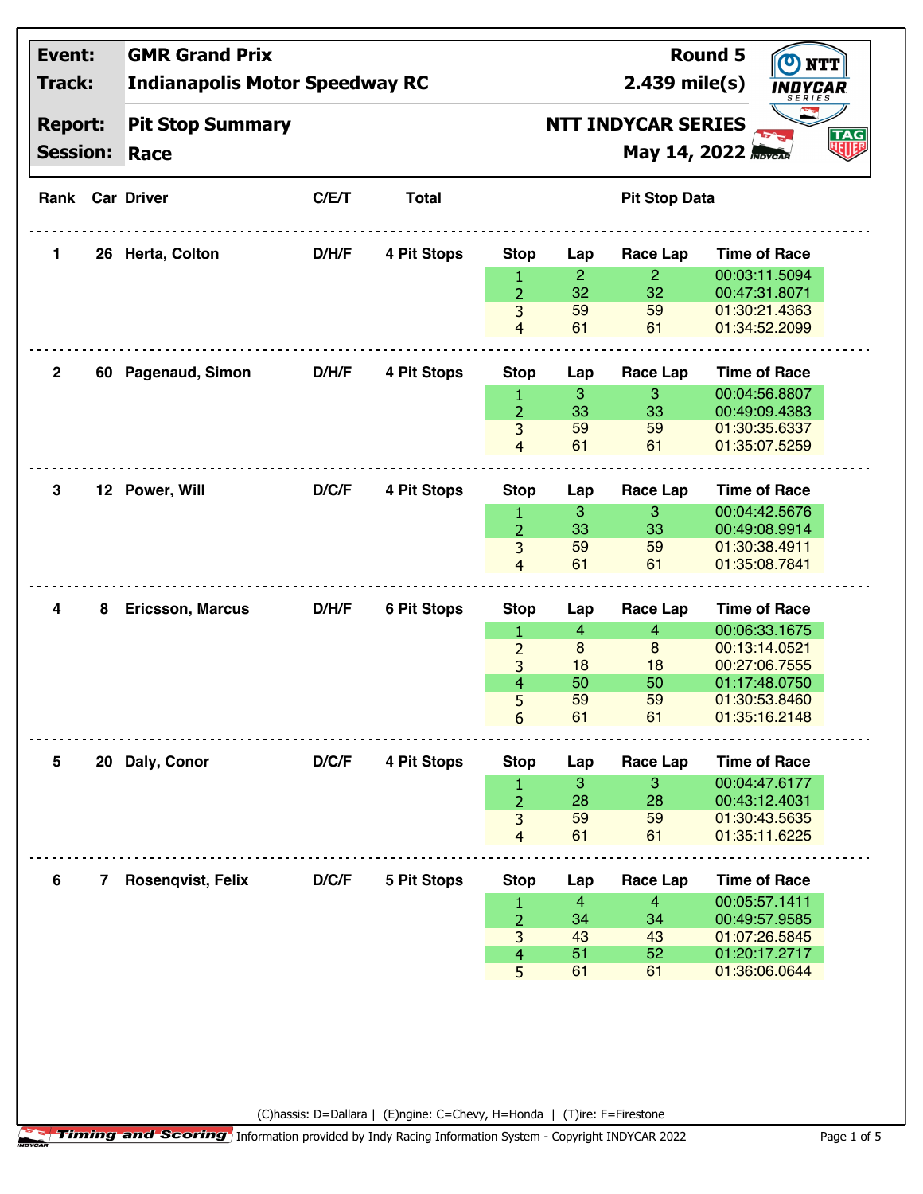| | | | |
|---|---|---|---|
| **Event:** | **GMR Grand Prix** | **Round 5** | |
| **Track:** | **Indianapolis Motor Speedway RC** | **2.439 mile(s)** | |
| **Report:** | **Pit Stop Summary** | **NTT INDYCAR SERIES** | |
| **Session:** | **Race** | **May 14, 2022** | |

| Rank | Car | Driver | C/E/T | Total | Stop | Lap | Race Lap | Time of Race |
|---|---|---|---|---|---|---|---|---|
| 1 | 26 | Herta, Colton | D/H/F | 4 Pit Stops | 1 | 2 | 2 | 00:03:11.5094 |
| | | | | | 2 | 32 | 32 | 00:47:31.8071 |
| | | | | | 3 | 59 | 59 | 01:30:21.4363 |
| | | | | | 4 | 61 | 61 | 01:34:52.2099 |
| 2 | 60 | Pagenaud, Simon | D/H/F | 4 Pit Stops | 1 | 3 | 3 | 00:04:56.8807 |
| | | | | | 2 | 33 | 33 | 00:49:09.4383 |
| | | | | | 3 | 59 | 59 | 01:30:35.6337 |
| | | | | | 4 | 61 | 61 | 01:35:07.5259 |
| 3 | 12 | Power, Will | D/C/F | 4 Pit Stops | 1 | 3 | 3 | 00:04:42.5676 |
| | | | | | 2 | 33 | 33 | 00:49:08.9914 |
| | | | | | 3 | 59 | 59 | 01:30:38.4911 |
| | | | | | 4 | 61 | 61 | 01:35:08.7841 |
| 4 | 8 | Ericsson, Marcus | D/H/F | 6 Pit Stops | 1 | 4 | 4 | 00:06:33.1675 |
| | | | | | 2 | 8 | 8 | 00:13:14.0521 |
| | | | | | 3 | 18 | 18 | 00:27:06.7555 |
| | | | | | 4 | 50 | 50 | 01:17:48.0750 |
| | | | | | 5 | 59 | 59 | 01:30:53.8460 |
| | | | | | 6 | 61 | 61 | 01:35:16.2148 |
| 5 | 20 | Daly, Conor | D/C/F | 4 Pit Stops | 1 | 3 | 3 | 00:04:47.6177 |
| | | | | | 2 | 28 | 28 | 00:43:12.4031 |
| | | | | | 3 | 59 | 59 | 01:30:43.5635 |
| | | | | | 4 | 61 | 61 | 01:35:11.6225 |
| 6 | 7 | Rosenqvist, Felix | D/C/F | 5 Pit Stops | 1 | 4 | 4 | 00:05:57.1411 |
| | | | | | 2 | 34 | 34 | 00:49:57.9585 |
| | | | | | 3 | 43 | 43 | 01:07:26.5845 |
| | | | | | 4 | 51 | 52 | 01:20:17.2717 |
| | | | | | 5 | 61 | 61 | 01:36:06.0644 |

(C)hassis: D=Dallara | (E)ngine: C=Chevy, H=Honda | (T)ire: F=Firestone

Timing and Scoring Information provided by Indy Racing Information System - Copyright INDYCAR 2022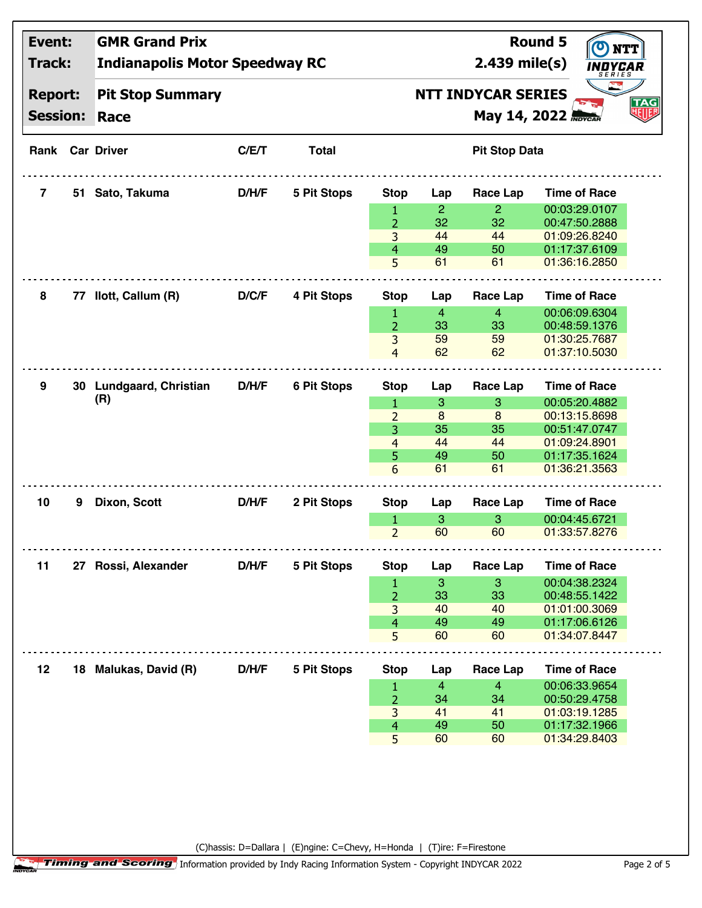| Event: | GMR Grand Prix | Round 5 |
|---|---|---|
| Track: | Indianapolis Motor Speedway RC | 2.439 mile(s) |
| Report: | Pit Stop Summary | NTT INDYCAR SERIES |
| Session: | Race | May 14, 2022 |

| Rank | Car | Driver | C/E/T | Total | Stop | Lap | Race Lap | Time of Race |
|---|---|---|---|---|---|---|---|---|
| 7 | 51 | Sato, Takuma | D/H/F | 5 Pit Stops | 1 | 2 | 2 | 00:03:29.0107 |
| | | | | | 2 | 32 | 32 | 00:47:50.2888 |
| | | | | | 3 | 44 | 44 | 01:09:26.8240 |
| | | | | | 4 | 49 | 50 | 01:17:37.6109 |
| | | | | | 5 | 61 | 61 | 01:36:16.2850 |
| 8 | 77 | Ilott, Callum (R) | D/C/F | 4 Pit Stops | 1 | 4 | 4 | 00:06:09.6304 |
| | | | | | 2 | 33 | 33 | 00:48:59.1376 |
| | | | | | 3 | 59 | 59 | 01:30:25.7687 |
| | | | | | 4 | 62 | 62 | 01:37:10.5030 |
| 9 | 30 | Lundgaard, Christian (R) | D/H/F | 6 Pit Stops | 1 | 3 | 3 | 00:05:20.4882 |
| | | | | | 2 | 8 | 8 | 00:13:15.8698 |
| | | | | | 3 | 35 | 35 | 00:51:47.0747 |
| | | | | | 4 | 44 | 44 | 01:09:24.8901 |
| | | | | | 5 | 49 | 50 | 01:17:35.1624 |
| | | | | | 6 | 61 | 61 | 01:36:21.3563 |
| 10 | 9 | Dixon, Scott | D/H/F | 2 Pit Stops | 1 | 3 | 3 | 00:04:45.6721 |
| | | | | | 2 | 60 | 60 | 01:33:57.8276 |
| 11 | 27 | Rossi, Alexander | D/H/F | 5 Pit Stops | 1 | 3 | 3 | 00:04:38.2324 |
| | | | | | 2 | 33 | 33 | 00:48:55.1422 |
| | | | | | 3 | 40 | 40 | 01:01:00.3069 |
| | | | | | 4 | 49 | 49 | 01:17:06.6126 |
| | | | | | 5 | 60 | 60 | 01:34:07.8447 |
| 12 | 18 | Malukas, David (R) | D/H/F | 5 Pit Stops | 1 | 4 | 4 | 00:06:33.9654 |
| | | | | | 2 | 34 | 34 | 00:50:29.4758 |
| | | | | | 3 | 41 | 41 | 01:03:19.1285 |
| | | | | | 4 | 49 | 50 | 01:17:32.1966 |
| | | | | | 5 | 60 | 60 | 01:34:29.8403 |

(C)hassis: D=Dallara | (E)ngine: C=Chevy, H=Honda | (T)ire: F=Firestone

Timing and Scoring Information provided by Indy Racing Information System - Copyright INDYCAR 2022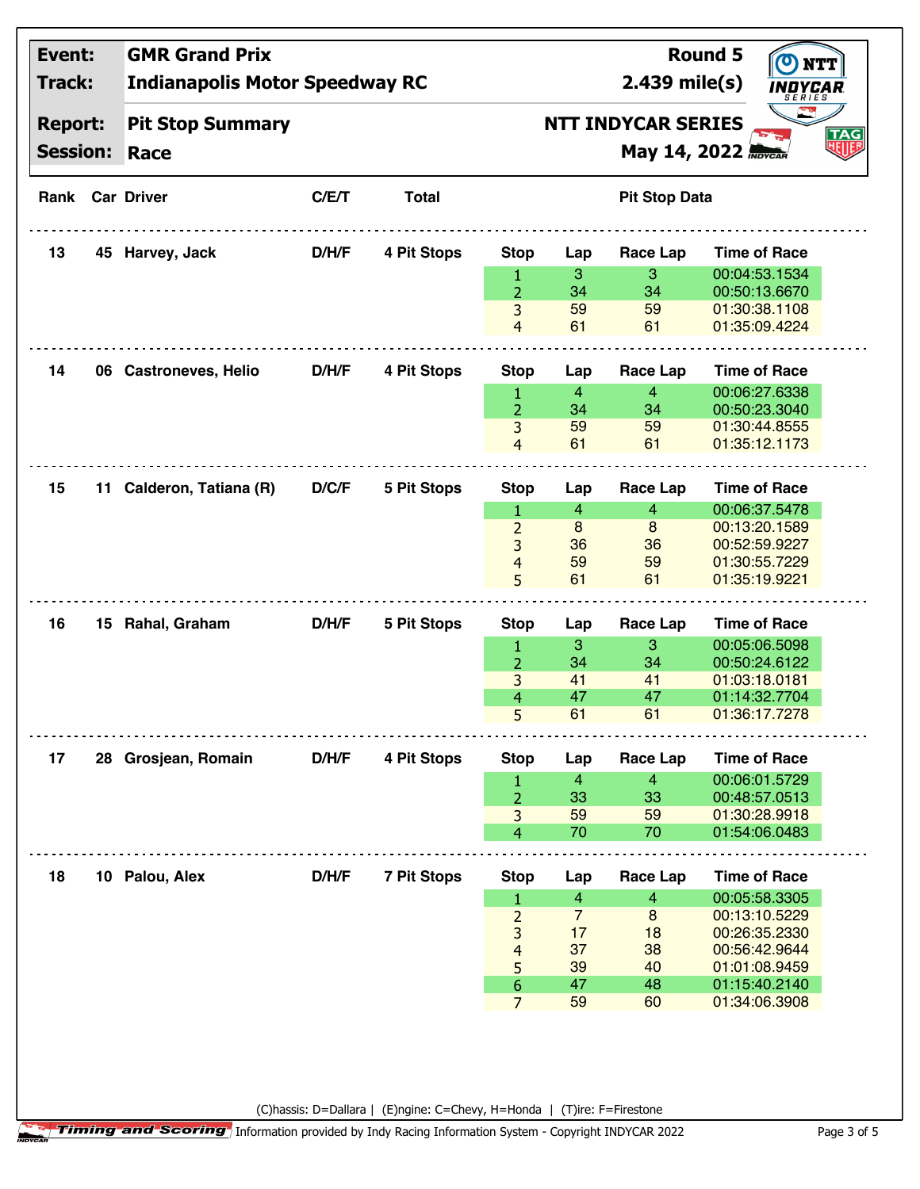| Event: | GMR Grand Prix | Round 5 |
|---|---|---|
| Track: | Indianapolis Motor Speedway RC | 2.439 mile(s) |
| Report: | Pit Stop Summary | NTT INDYCAR SERIES |
| Session: | Race | May 14, 2022 |

| Rank | Car | Driver | C/E/T | Total | Stop | Lap | Race Lap | Time of Race |
|---|---|---|---|---|---|---|---|---|
| 13 | 45 | Harvey, Jack | D/H/F | 4 Pit Stops | 1 | 3 | 3 | 00:04:53.1534 |
| | | | | | 2 | 34 | 34 | 00:50:13.6670 |
| | | | | | 3 | 59 | 59 | 01:30:38.1108 |
| | | | | | 4 | 61 | 61 | 01:35:09.4224 |
| 14 | 06 | Castroneves, Helio | D/H/F | 4 Pit Stops | 1 | 4 | 4 | 00:06:27.6338 |
| | | | | | 2 | 34 | 34 | 00:50:23.3040 |
| | | | | | 3 | 59 | 59 | 01:30:44.8555 |
| | | | | | 4 | 61 | 61 | 01:35:12.1173 |
| 15 | 11 | Calderon, Tatiana (R) | D/C/F | 5 Pit Stops | 1 | 4 | 4 | 00:06:37.5478 |
| | | | | | 2 | 8 | 8 | 00:13:20.1589 |
| | | | | | 3 | 36 | 36 | 00:52:59.9227 |
| | | | | | 4 | 59 | 59 | 01:30:55.7229 |
| | | | | | 5 | 61 | 61 | 01:35:19.9221 |
| 16 | 15 | Rahal, Graham | D/H/F | 5 Pit Stops | 1 | 3 | 3 | 00:05:06.5098 |
| | | | | | 2 | 34 | 34 | 00:50:24.6122 |
| | | | | | 3 | 41 | 41 | 01:03:18.0181 |
| | | | | | 4 | 47 | 47 | 01:14:32.7704 |
| | | | | | 5 | 61 | 61 | 01:36:17.7278 |
| 17 | 28 | Grosjean, Romain | D/H/F | 4 Pit Stops | 1 | 4 | 4 | 00:06:01.5729 |
| | | | | | 2 | 33 | 33 | 00:48:57.0513 |
| | | | | | 3 | 59 | 59 | 01:30:28.9918 |
| | | | | | 4 | 70 | 70 | 01:54:06.0483 |
| 18 | 10 | Palou, Alex | D/H/F | 7 Pit Stops | 1 | 4 | 4 | 00:05:58.3305 |
| | | | | | 2 | 7 | 8 | 00:13:10.5229 |
| | | | | | 3 | 17 | 18 | 00:26:35.2330 |
| | | | | | 4 | 37 | 38 | 00:56:42.9644 |
| | | | | | 5 | 39 | 40 | 01:01:08.9459 |
| | | | | | 6 | 47 | 48 | 01:15:40.2140 |
| | | | | | 7 | 59 | 60 | 01:34:06.3908 |

(C)hassis: D=Dallara | (E)ngine: C=Chevy, H=Honda | (T)ire: F=Firestone

Timing and Scoring Information provided by Indy Racing Information System - Copyright INDYCAR 2022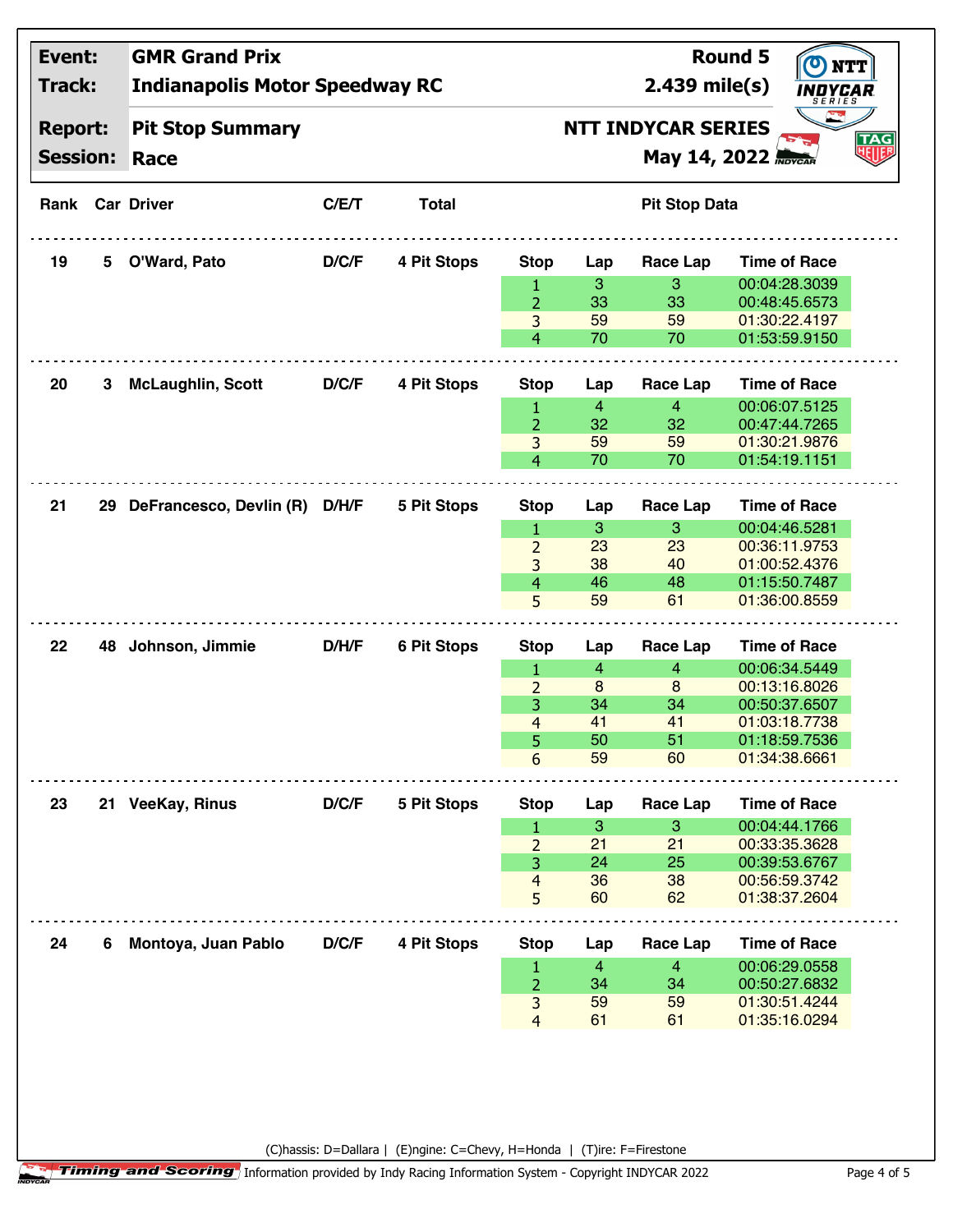| | |
|---|---|
| **Event:** | **GMR Grand Prix** |
| **Track:** | **Indianapolis Motor Speedway RC** |
| **Report:** | **Pit Stop Summary** |
| **Session:** | **Race** |

**Round 5**
**2.439 mile(s)**
**NTT INDYCAR SERIES**
**May 14, 2022**

| Rank | Car | Driver | C/E/T | Total | Stop | Lap | Race Lap | Time of Race |
|---|---|---|---|---|---|---|---|---|
| 19 | 5 | O'Ward, Pato | D/C/F | 4 Pit Stops | 1 | 3 | 3 | 00:04:28.3039 |
| | | | | | 2 | 33 | 33 | 00:48:45.6573 |
| | | | | | 3 | 59 | 59 | 01:30:22.4197 |
| | | | | | 4 | 70 | 70 | 01:53:59.9150 |
| 20 | 3 | McLaughlin, Scott | D/C/F | 4 Pit Stops | 1 | 4 | 4 | 00:06:07.5125 |
| | | | | | 2 | 32 | 32 | 00:47:44.7265 |
| | | | | | 3 | 59 | 59 | 01:30:21.9876 |
| | | | | | 4 | 70 | 70 | 01:54:19.1151 |
| 21 | 29 | DeFrancesco, Devlin (R) | D/H/F | 5 Pit Stops | 1 | 3 | 3 | 00:04:46.5281 |
| | | | | | 2 | 23 | 23 | 00:36:11.9753 |
| | | | | | 3 | 38 | 40 | 01:00:52.4376 |
| | | | | | 4 | 46 | 48 | 01:15:50.7487 |
| | | | | | 5 | 59 | 61 | 01:36:00.8559 |
| 22 | 48 | Johnson, Jimmie | D/H/F | 6 Pit Stops | 1 | 4 | 4 | 00:06:34.5449 |
| | | | | | 2 | 8 | 8 | 00:13:16.8026 |
| | | | | | 3 | 34 | 34 | 00:50:37.6507 |
| | | | | | 4 | 41 | 41 | 01:03:18.7738 |
| | | | | | 5 | 50 | 51 | 01:18:59.7536 |
| | | | | | 6 | 59 | 60 | 01:34:38.6661 |
| 23 | 21 | VeeKay, Rinus | D/C/F | 5 Pit Stops | 1 | 3 | 3 | 00:04:44.1766 |
| | | | | | 2 | 21 | 21 | 00:33:35.3628 |
| | | | | | 3 | 24 | 25 | 00:39:53.6767 |
| | | | | | 4 | 36 | 38 | 00:56:59.3742 |
| | | | | | 5 | 60 | 62 | 01:38:37.2604 |
| 24 | 6 | Montoya, Juan Pablo | D/C/F | 4 Pit Stops | 1 | 4 | 4 | 00:06:29.0558 |
| | | | | | 2 | 34 | 34 | 00:50:27.6832 |
| | | | | | 3 | 59 | 59 | 01:30:51.4244 |
| | | | | | 4 | 61 | 61 | 01:35:16.0294 |

(C)hassis: D=Dallara | (E)ngine: C=Chevy, H=Honda | (T)ire: F=Firestone

Timing and Scoring Information provided by Indy Racing Information System - Copyright INDYCAR 2022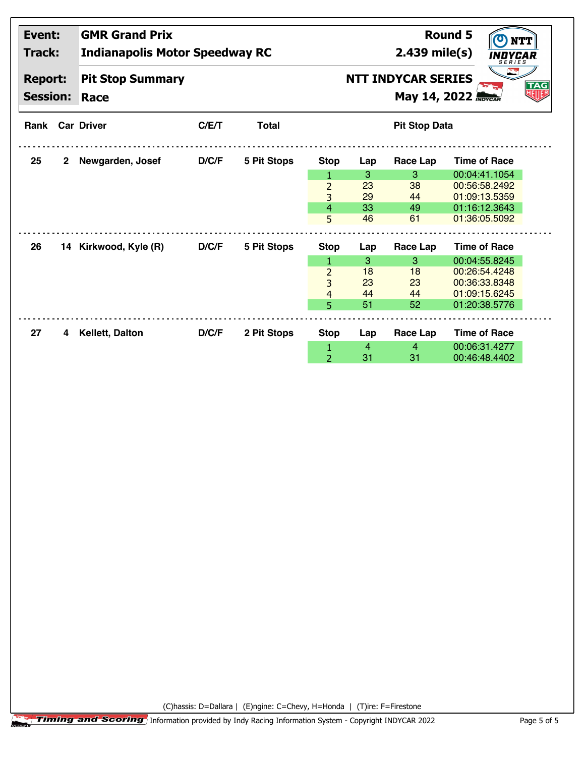| | | |
|---|---|---|
| **Event:** | **GMR Grand Prix** | **Round 5** |
| **Track:** | **Indianapolis Motor Speedway RC** | **2.439 mile(s)** |
| **Report:** | **Pit Stop Summary** | **NTT INDYCAR SERIES** |
| **Session:** | **Race** | **May 14, 2022** |

| Rank | Car | Driver | C/E/T | Total | Stop | Lap | Race Lap | Time of Race |
|---|---|---|---|---|---|---|---|---|
| 25 | 2 | Newgarden, Josef | D/C/F | 5 Pit Stops | 1 | 3 | 3 | 00:04:41.1054 |
| | | | | | 2 | 23 | 38 | 00:56:58.2492 |
| | | | | | 3 | 29 | 44 | 01:09:13.5359 |
| | | | | | 4 | 33 | 49 | 01:16:12.3643 |
| | | | | | 5 | 46 | 61 | 01:36:05.5092 |
| 26 | 14 | Kirkwood, Kyle (R) | D/C/F | 5 Pit Stops | 1 | 3 | 3 | 00:04:55.8245 |
| | | | | | 2 | 18 | 18 | 00:26:54.4248 |
| | | | | | 3 | 23 | 23 | 00:36:33.8348 |
| | | | | | 4 | 44 | 44 | 01:09:15.6245 |
| | | | | | 5 | 51 | 52 | 01:20:38.5776 |
| 27 | 4 | Kellett, Dalton | D/C/F | 2 Pit Stops | 1 | 4 | 4 | 00:06:31.4277 |
| | | | | | 2 | 31 | 31 | 00:46:48.4402 |

(C)hassis: D=Dallara | (E)ngine: C=Chevy, H=Honda | (T)ire: F=Firestone

Timing and Scoring Information provided by Indy Racing Information System - Copyright INDYCAR 2022